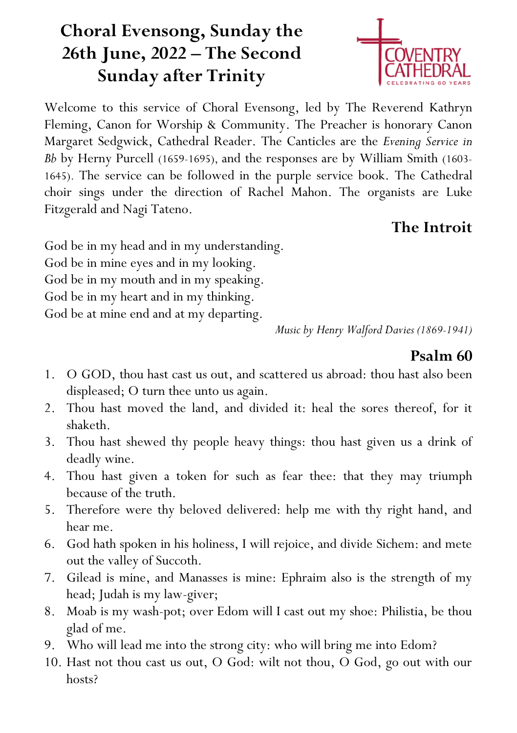# Choral Evensong, Sunday the 26th June, 2022 – The Second Sunday after Trinity

COVENTRY CATHEDRAL
CELEBRATING 60 YEARS

Welcome to this service of Choral Evensong, led by The Reverend Kathryn Fleming, Canon for Worship & Community. The Preacher is honorary Canon Margaret Sedgwick, Cathedral Reader. The Canticles are the *Evening Service in Bb* by Herny Purcell (1659-1695), and the responses are by William Smith (1603-1645). The service can be followed in the purple service book. The Cathedral choir sings under the direction of Rachel Mahon. The organists are Luke Fitzgerald and Nagi Tateno.

## The Introit

God be in my head and in my understanding.
God be in mine eyes and in my looking.
God be in my mouth and in my speaking.
God be in my heart and in my thinking.
God be at mine end and at my departing.

*Music by Henry Walford Davies (1869-1941)*

## Psalm 60

1. O GOD, thou hast cast us out, and scattered us abroad: thou hast also been displeased; O turn thee unto us again.
2. Thou hast moved the land, and divided it: heal the sores thereof, for it shaketh.
3. Thou hast shewed thy people heavy things: thou hast given us a drink of deadly wine.
4. Thou hast given a token for such as fear thee: that they may triumph because of the truth.
5. Therefore were thy beloved delivered: help me with thy right hand, and hear me.
6. God hath spoken in his holiness, I will rejoice, and divide Sichem: and mete out the valley of Succoth.
7. Gilead is mine, and Manasses is mine: Ephraim also is the strength of my head; Judah is my law-giver;
8. Moab is my wash-pot; over Edom will I cast out my shoe: Philistia, be thou glad of me.
9. Who will lead me into the strong city: who will bring me into Edom?
10. Hast not thou cast us out, O God: wilt not thou, O God, go out with our hosts?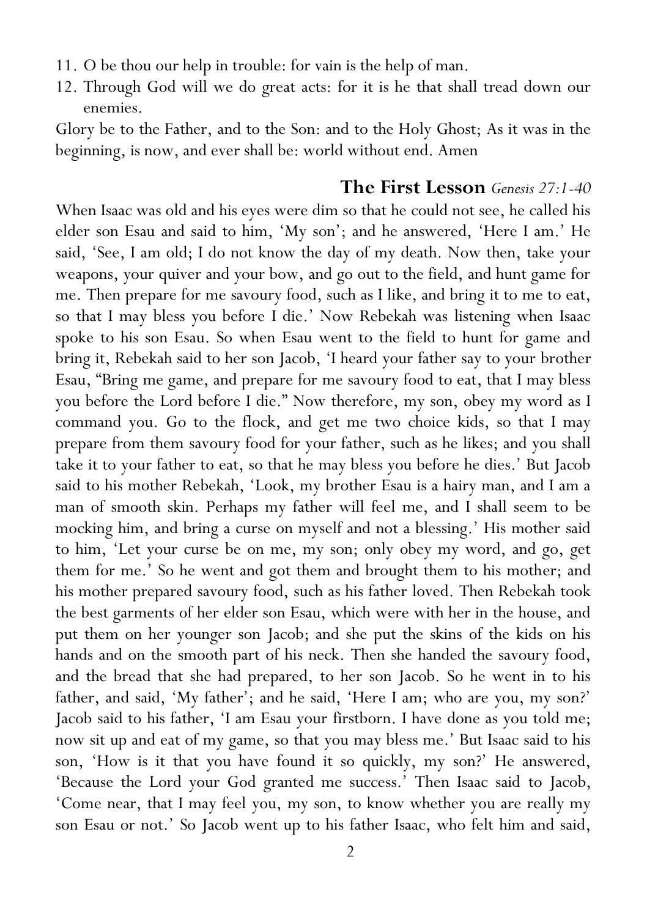11. O be thou our help in trouble: for vain is the help of man.
12. Through God will we do great acts: for it is he that shall tread down our enemies.

Glory be to the Father, and to the Son: and to the Holy Ghost; As it was in the beginning, is now, and ever shall be: world without end. Amen

## The First Lesson *Genesis 27:1-40*

When Isaac was old and his eyes were dim so that he could not see, he called his elder son Esau and said to him, 'My son'; and he answered, 'Here I am.' He said, 'See, I am old; I do not know the day of my death. Now then, take your weapons, your quiver and your bow, and go out to the field, and hunt game for me. Then prepare for me savoury food, such as I like, and bring it to me to eat, so that I may bless you before I die.' Now Rebekah was listening when Isaac spoke to his son Esau. So when Esau went to the field to hunt for game and bring it, Rebekah said to her son Jacob, 'I heard your father say to your brother Esau, "Bring me game, and prepare for me savoury food to eat, that I may bless you before the Lord before I die." Now therefore, my son, obey my word as I command you. Go to the flock, and get me two choice kids, so that I may prepare from them savoury food for your father, such as he likes; and you shall take it to your father to eat, so that he may bless you before he dies.' But Jacob said to his mother Rebekah, 'Look, my brother Esau is a hairy man, and I am a man of smooth skin. Perhaps my father will feel me, and I shall seem to be mocking him, and bring a curse on myself and not a blessing.' His mother said to him, 'Let your curse be on me, my son; only obey my word, and go, get them for me.' So he went and got them and brought them to his mother; and his mother prepared savoury food, such as his father loved. Then Rebekah took the best garments of her elder son Esau, which were with her in the house, and put them on her younger son Jacob; and she put the skins of the kids on his hands and on the smooth part of his neck. Then she handed the savoury food, and the bread that she had prepared, to her son Jacob. So he went in to his father, and said, 'My father'; and he said, 'Here I am; who are you, my son?' Jacob said to his father, 'I am Esau your firstborn. I have done as you told me; now sit up and eat of my game, so that you may bless me.' But Isaac said to his son, 'How is it that you have found it so quickly, my son?' He answered, 'Because the Lord your God granted me success.' Then Isaac said to Jacob, 'Come near, that I may feel you, my son, to know whether you are really my son Esau or not.' So Jacob went up to his father Isaac, who felt him and said,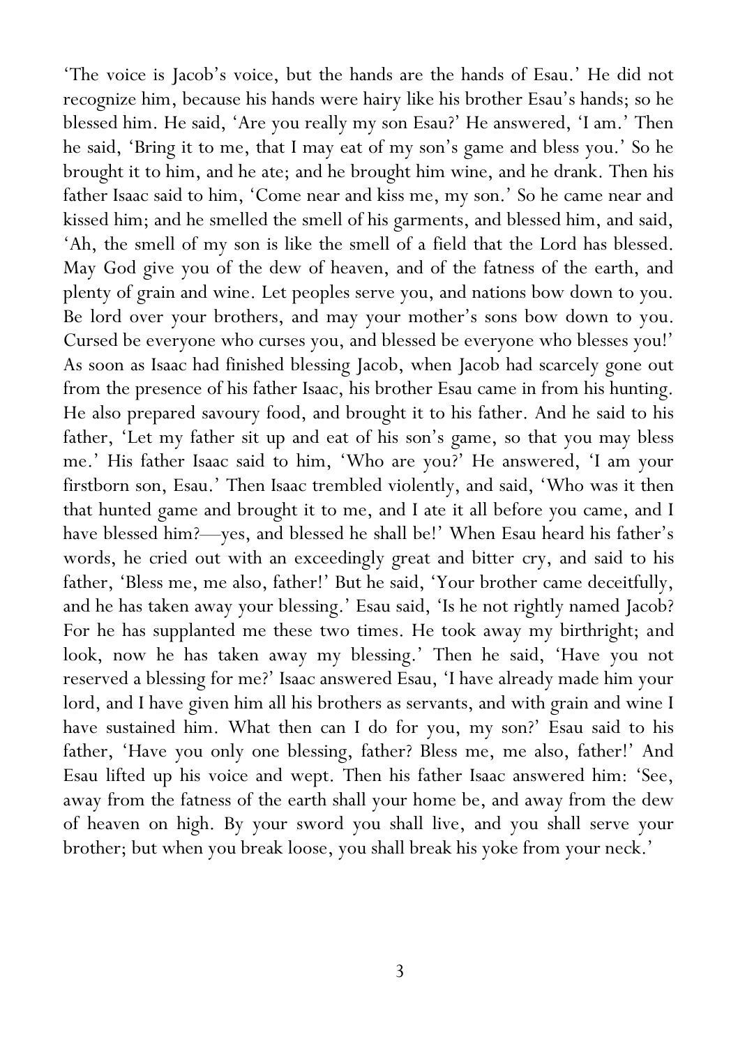'The voice is Jacob's voice, but the hands are the hands of Esau.' He did not recognize him, because his hands were hairy like his brother Esau's hands; so he blessed him. He said, 'Are you really my son Esau?' He answered, 'I am.' Then he said, 'Bring it to me, that I may eat of my son's game and bless you.' So he brought it to him, and he ate; and he brought him wine, and he drank. Then his father Isaac said to him, 'Come near and kiss me, my son.' So he came near and kissed him; and he smelled the smell of his garments, and blessed him, and said, 'Ah, the smell of my son is like the smell of a field that the Lord has blessed. May God give you of the dew of heaven, and of the fatness of the earth, and plenty of grain and wine. Let peoples serve you, and nations bow down to you. Be lord over your brothers, and may your mother's sons bow down to you. Cursed be everyone who curses you, and blessed be everyone who blesses you!' As soon as Isaac had finished blessing Jacob, when Jacob had scarcely gone out from the presence of his father Isaac, his brother Esau came in from his hunting. He also prepared savoury food, and brought it to his father. And he said to his father, 'Let my father sit up and eat of his son's game, so that you may bless me.' His father Isaac said to him, 'Who are you?' He answered, 'I am your firstborn son, Esau.' Then Isaac trembled violently, and said, 'Who was it then that hunted game and brought it to me, and I ate it all before you came, and I have blessed him?—yes, and blessed he shall be!' When Esau heard his father's words, he cried out with an exceedingly great and bitter cry, and said to his father, 'Bless me, me also, father!' But he said, 'Your brother came deceitfully, and he has taken away your blessing.' Esau said, 'Is he not rightly named Jacob? For he has supplanted me these two times. He took away my birthright; and look, now he has taken away my blessing.' Then he said, 'Have you not reserved a blessing for me?' Isaac answered Esau, 'I have already made him your lord, and I have given him all his brothers as servants, and with grain and wine I have sustained him. What then can I do for you, my son?' Esau said to his father, 'Have you only one blessing, father? Bless me, me also, father!' And Esau lifted up his voice and wept. Then his father Isaac answered him: 'See, away from the fatness of the earth shall your home be, and away from the dew of heaven on high. By your sword you shall live, and you shall serve your brother; but when you break loose, you shall break his yoke from your neck.'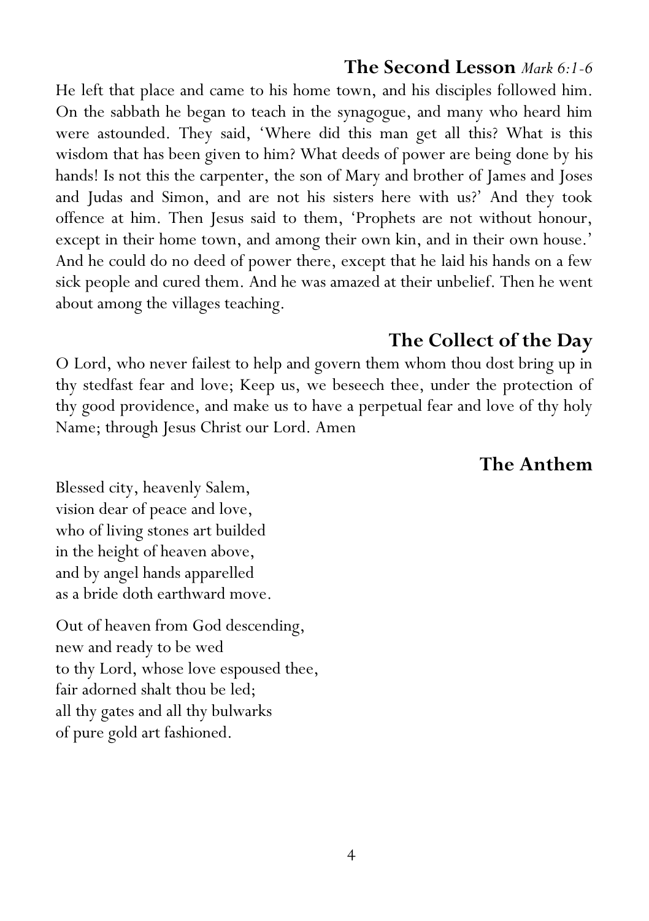## The Second Lesson *Mark 6:1-6*

He left that place and came to his home town, and his disciples followed him. On the sabbath he began to teach in the synagogue, and many who heard him were astounded. They said, 'Where did this man get all this? What is this wisdom that has been given to him? What deeds of power are being done by his hands! Is not this the carpenter, the son of Mary and brother of James and Joses and Judas and Simon, and are not his sisters here with us?' And they took offence at him. Then Jesus said to them, 'Prophets are not without honour, except in their home town, and among their own kin, and in their own house.' And he could do no deed of power there, except that he laid his hands on a few sick people and cured them. And he was amazed at their unbelief. Then he went about among the villages teaching.

## The Collect of the Day

O Lord, who never failest to help and govern them whom thou dost bring up in thy stedfast fear and love; Keep us, we beseech thee, under the protection of thy good providence, and make us to have a perpetual fear and love of thy holy Name; through Jesus Christ our Lord. Amen

## The Anthem

Blessed city, heavenly Salem,
vision dear of peace and love,
who of living stones art builded
in the height of heaven above,
and by angel hands apparelled
as a bride doth earthward move.

Out of heaven from God descending,
new and ready to be wed
to thy Lord, whose love espoused thee,
fair adorned shalt thou be led;
all thy gates and all thy bulwarks
of pure gold art fashioned.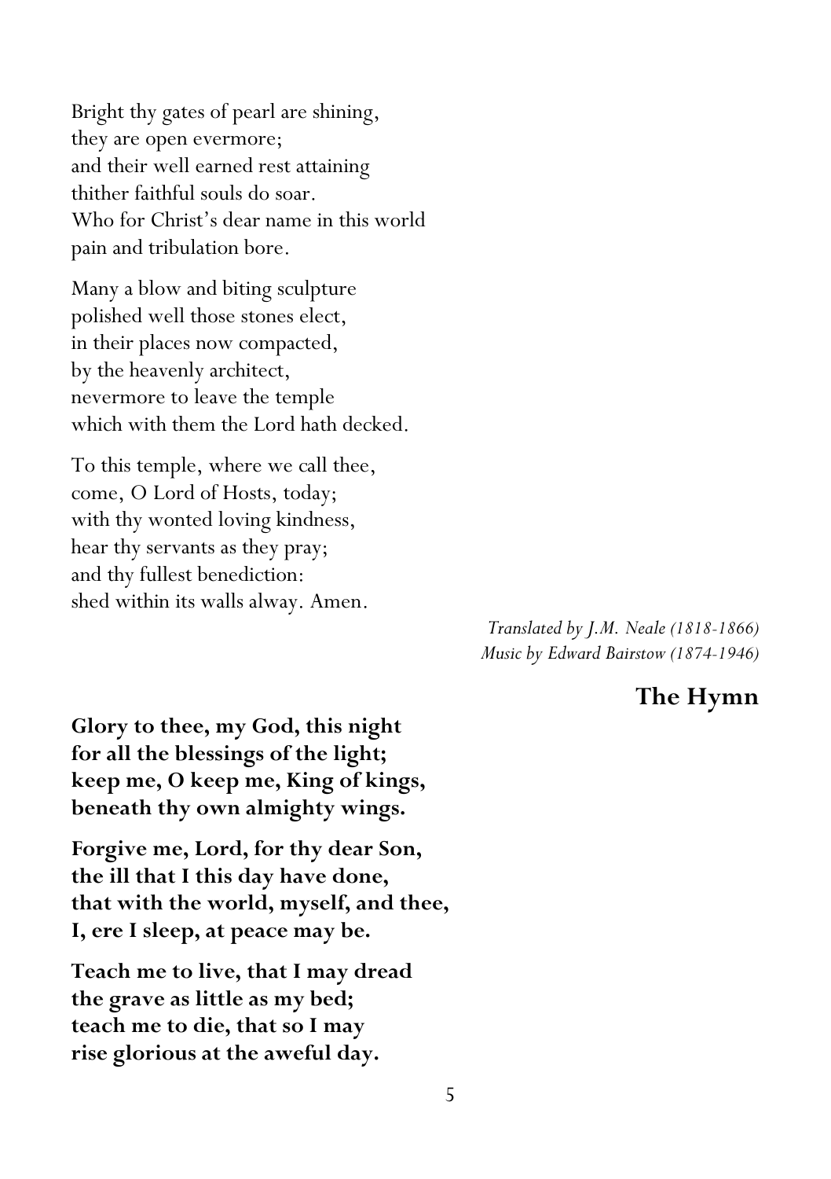Bright thy gates of pearl are shining,
they are open evermore;
and their well earned rest attaining
thither faithful souls do soar.
Who for Christ's dear name in this world
pain and tribulation bore.

Many a blow and biting sculpture
polished well those stones elect,
in their places now compacted,
by the heavenly architect,
nevermore to leave the temple
which with them the Lord hath decked.

To this temple, where we call thee,
come, O Lord of Hosts, today;
with thy wonted loving kindness,
hear thy servants as they pray;
and thy fullest benediction:
shed within its walls alway. Amen.

*Translated by J.M. Neale (1818-1866)*
*Music by Edward Bairstow (1874-1946)*

## The Hymn

**Glory to thee, my God, this night**
**for all the blessings of the light;**
**keep me, O keep me, King of kings,**
**beneath thy own almighty wings.**

**Forgive me, Lord, for thy dear Son,**
**the ill that I this day have done,**
**that with the world, myself, and thee,**
**I, ere I sleep, at peace may be.**

**Teach me to live, that I may dread**
**the grave as little as my bed;**
**teach me to die, that so I may**
**rise glorious at the aweful day.**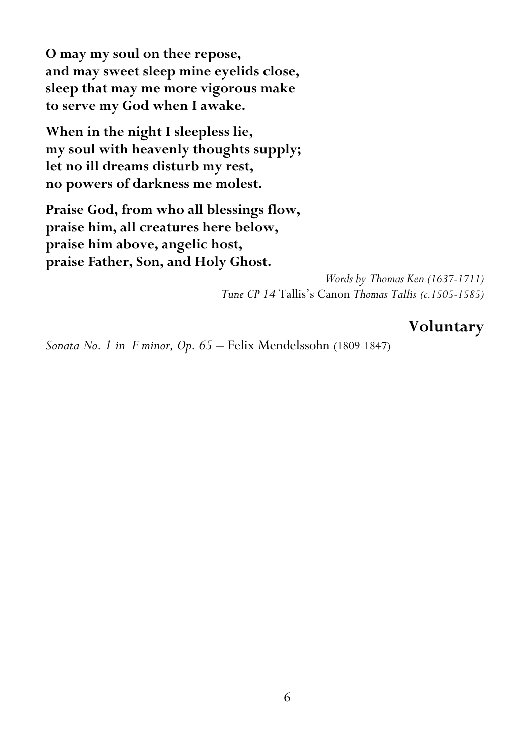**O may my soul on thee repose,**
**and may sweet sleep mine eyelids close,**
**sleep that may me more vigorous make**
**to serve my God when I awake.**

**When in the night I sleepless lie,**
**my soul with heavenly thoughts supply;**
**let no ill dreams disturb my rest,**
**no powers of darkness me molest.**

**Praise God, from who all blessings flow,**
**praise him, all creatures here below,**
**praise him above, angelic host,**
**praise Father, Son, and Holy Ghost.**

*Words by Thomas Ken (1637-1711)*
*Tune CP 14* Tallis's Canon *Thomas Tallis (c.1505-1585)*

## Voluntary

*Sonata No. 1 in F minor, Op. 65* – Felix Mendelssohn (1809-1847)